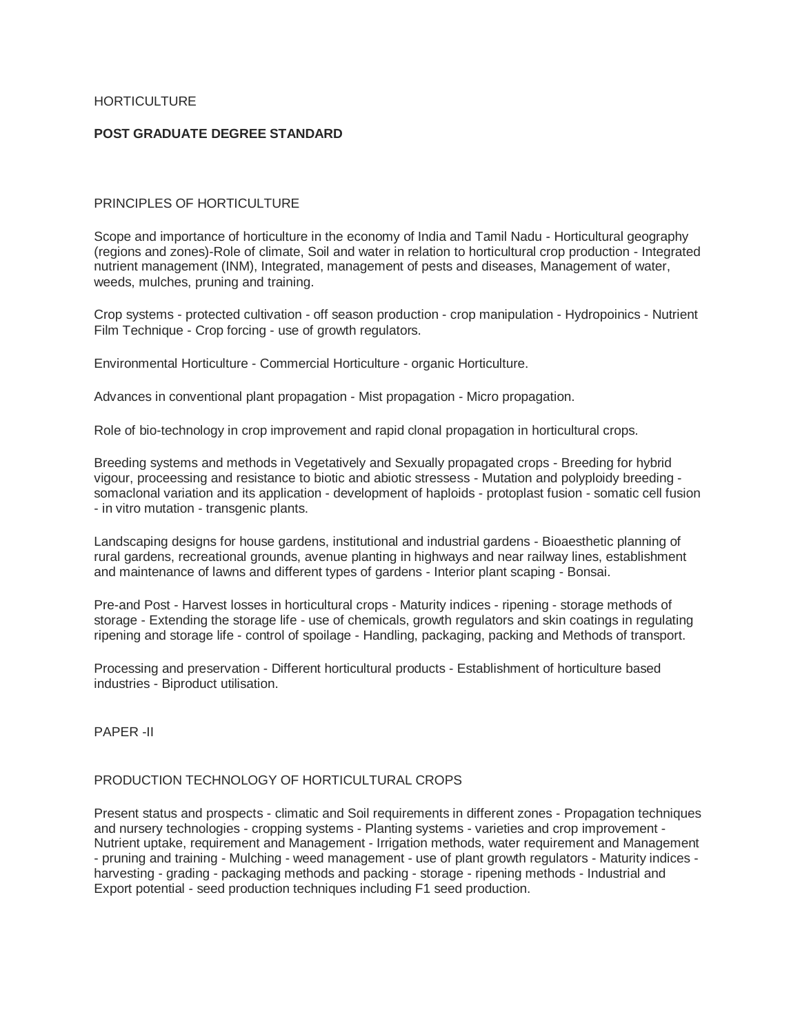HORTICULTURE

**POST GRADUATE DEGREE STANDARD**

PRINCIPLES OF HORTICULTURE

Scope and importance of horticulture in the economy of India and Tamil Nadu - Horticultural geography (regions and zones)-Role of climate, Soil and water in relation to horticultural crop production - Integrated nutrient management (INM), Integrated, management of pests and diseases, Management of water, weeds, mulches, pruning and training.

Crop systems - protected cultivation - off season production - crop manipulation - Hydropoinics - Nutrient Film Technique - Crop forcing - use of growth regulators.

Environmental Horticulture - Commercial Horticulture - organic Horticulture.

Advances in conventional plant propagation - Mist propagation - Micro propagation.

Role of bio-technology in crop improvement and rapid clonal propagation in horticultural crops.

Breeding systems and methods in Vegetatively and Sexually propagated crops - Breeding for hybrid vigour, proceessing and resistance to biotic and abiotic stressess - Mutation and polyploidy breeding - somaclonal variation and its application - development of haploids - protoplast fusion - somatic cell fusion - in vitro mutation - transgenic plants.

Landscaping designs for house gardens, institutional and industrial gardens - Bioaesthetic planning of rural gardens, recreational grounds, avenue planting in highways and near railway lines, establishment and maintenance of lawns and different types of gardens - Interior plant scaping - Bonsai.

Pre-and Post - Harvest losses in horticultural crops - Maturity indices - ripening - storage methods of storage - Extending the storage life - use of chemicals, growth regulators and skin coatings in regulating ripening and storage life - control of spoilage - Handling, packaging, packing and Methods of transport.

Processing and preservation - Different horticultural products - Establishment of horticulture based industries - Biproduct utilisation.

PAPER -II

PRODUCTION TECHNOLOGY OF HORTICULTURAL CROPS

Present status and prospects - climatic and Soil requirements in different zones - Propagation techniques and nursery technologies - cropping systems - Planting systems - varieties and crop improvement - Nutrient uptake, requirement and Management - Irrigation methods, water requirement and Management - pruning and training - Mulching - weed management - use of plant growth regulators - Maturity indices - harvesting - grading - packaging methods and packing - storage - ripening methods - Industrial and Export potential - seed production techniques including F1 seed production.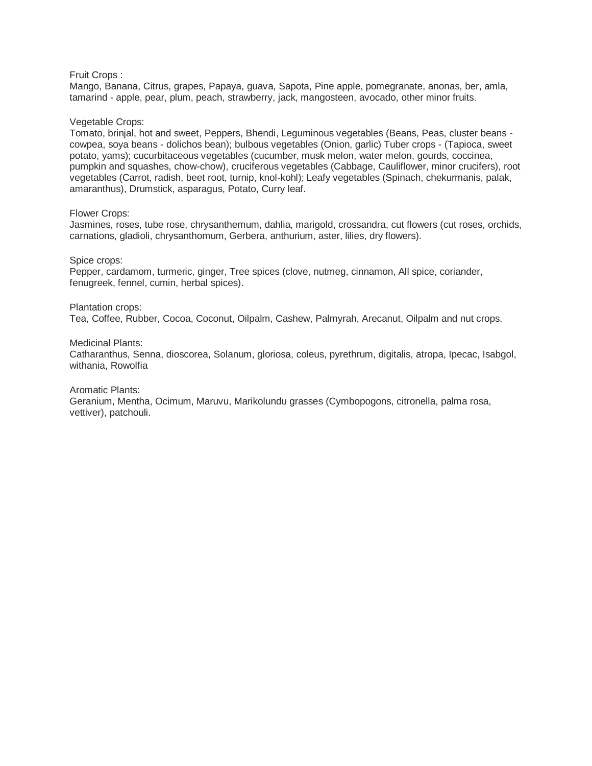Fruit Crops :

Mango, Banana, Citrus, grapes, Papaya, guava, Sapota, Pine apple, pomegranate, anonas, ber, amla, tamarind - apple, pear, plum, peach, strawberry, jack, mangosteen, avocado, other minor fruits.

Vegetable Crops:

Tomato, brinjal, hot and sweet, Peppers, Bhendi, Leguminous vegetables (Beans, Peas, cluster beans - cowpea, soya beans - dolichos bean); bulbous vegetables (Onion, garlic) Tuber crops - (Tapioca, sweet potato, yams); cucurbitaceous vegetables (cucumber, musk melon, water melon, gourds, coccinea, pumpkin and squashes, chow-chow), cruciferous vegetables (Cabbage, Cauliflower, minor crucifers), root vegetables (Carrot, radish, beet root, turnip, knol-kohl); Leafy vegetables (Spinach, chekurmanis, palak, amaranthus), Drumstick, asparagus, Potato, Curry leaf.

Flower Crops:

Jasmines, roses, tube rose, chrysanthemum, dahlia, marigold, crossandra, cut flowers (cut roses, orchids, carnations, gladioli, chrysanthomum, Gerbera, anthurium, aster, lilies, dry flowers).

Spice crops:

Pepper, cardamom, turmeric, ginger, Tree spices (clove, nutmeg, cinnamon, All spice, coriander, fenugreek, fennel, cumin, herbal spices).

Plantation crops:

Tea, Coffee, Rubber, Cocoa, Coconut, Oilpalm, Cashew, Palmyrah, Arecanut, Oilpalm and nut crops.

Medicinal Plants:

Catharanthus, Senna, dioscorea, Solanum, gloriosa, coleus, pyrethrum, digitalis, atropa, Ipecac, Isabgol, withania, Rowolfia

Aromatic Plants:

Geranium, Mentha, Ocimum, Maruvu, Marikolundu grasses (Cymbopogons, citronella, palma rosa, vettiver), patchouli.